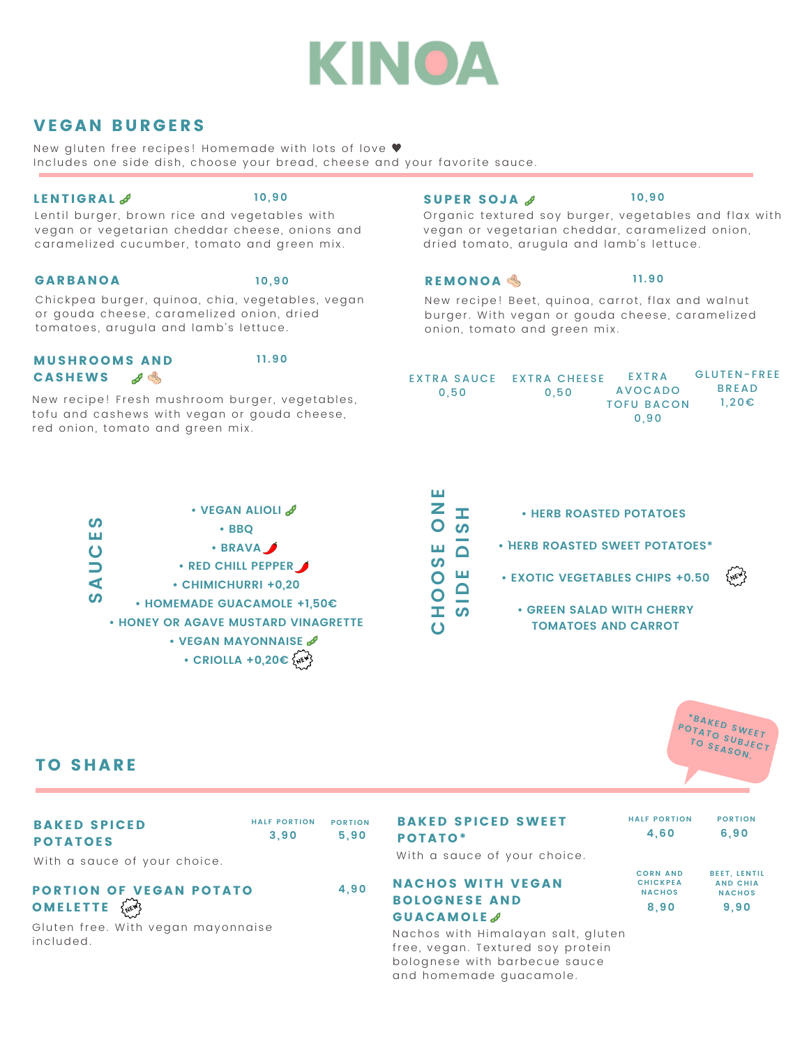# KINOA

## VEGAN BURGERS

New gluten free recipes! Homemade with lots of love ♥
Includes one side dish, choose your bread, cheese and your favorite sauce.

### LENTIGRAL — 10,90

Lentil burger, brown rice and vegetables with vegan or vegetarian cheddar cheese, onions and caramelized cucumber, tomato and green mix.

### GARBANOA — 10,90

Chickpea burger, quinoa, chia, vegetables, vegan or gouda cheese, caramelized onion, dried tomatoes, arugula and lamb's lettuce.

### MUSHROOMS AND CASHEWS — 11.90

New recipe! Fresh mushroom burger, vegetables, tofu and cashews with vegan or gouda cheese, red onion, tomato and green mix.

### SUPER SOJA — 10,90

Organic textured soy burger, vegetables and flax with vegan or vegetarian cheddar, caramelized onion, dried tomato, arugula and lamb's lettuce.

### REMONOA — 11.90

New recipe! Beet, quinoa, carrot, flax and walnut burger. With vegan or gouda cheese, caramelized onion, tomato and green mix.

| EXTRA SAUCE | EXTRA CHEESE | EXTRA AVOCADO TOFU BACON | GLUTEN-FREE BREAD |
|---|---|---|---|
| 0,50 | 0,50 | 0,90 | 1,20€ |

### SAUCES

- VEGAN ALIOLI
- BBQ
- BRAVA
- RED CHILL PEPPER
- CHIMICHURRI +0,20
- HOMEMADE GUACAMOLE +1,50€
- HONEY OR AGAVE MUSTARD VINAGRETTE
- VEGAN MAYONNAISE
- CRIOLLA +0,20€ NEW

### CHOOSE ONE SIDE DISH

- HERB ROASTED POTATOES
- HERB ROASTED SWEET POTATOES*
- EXOTIC VEGETABLES CHIPS +0.50 NEW
- GREEN SALAD WITH CHERRY TOMATOES AND CARROT

*BAKED SWEET POTATO SUBJECT TO SEASON.

## TO SHARE

### BAKED SPICED POTATOES — HALF PORTION 3,90 / PORTION 5,90

With a sauce of your choice.

### PORTION OF VEGAN POTATO OMELETTE NEW — 4,90

Gluten free. With vegan mayonnaise included.

### BAKED SPICED SWEET POTATO* — HALF PORTION 4,60 / PORTION 6,90

With a sauce of your choice.

### NACHOS WITH VEGAN BOLOGNESE AND GUACAMOLE — CORN AND CHICKPEA NACHOS 8,90 / BEET, LENTIL AND CHIA NACHOS 9,90

Nachos with Himalayan salt, gluten free, vegan. Textured soy protein bolognese with barbecue sauce and homemade guacamole.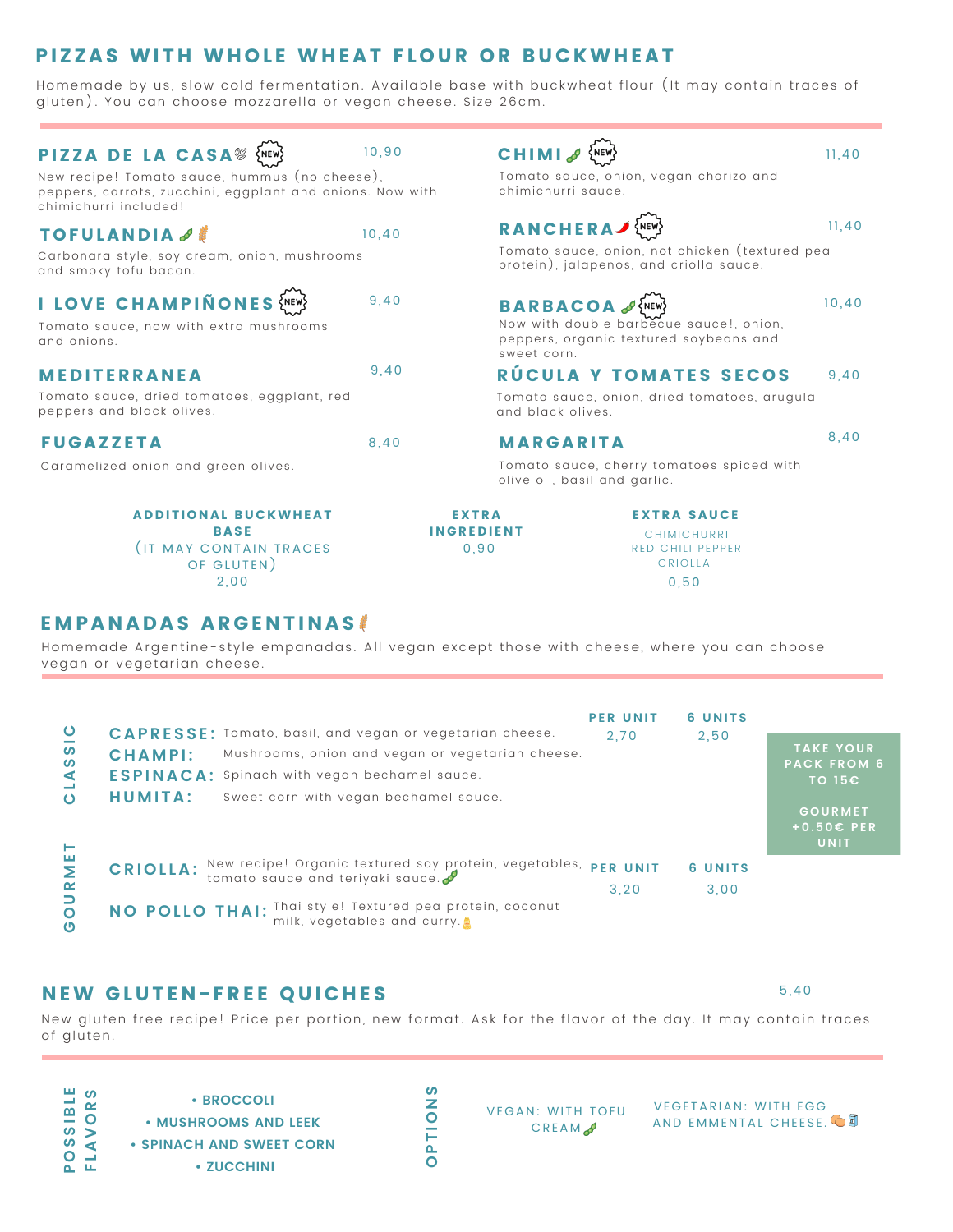## PIZZAS WITH WHOLE WHEAT FLOUR OR BUCKWHEAT

Homemade by us, slow cold fermentation. Available base with buckwheat flour (It may contain traces of gluten). You can choose mozzarella or vegan cheese. Size 26cm.

### PIZZA DE LA CASA (NEW) — 10,90

New recipe! Tomato sauce, hummus (no cheese), peppers, carrots, zucchini, eggplant and onions. Now with chimichurri included!

### TOFULANDIA — 10,40

Carbonara style, soy cream, onion, mushrooms and smoky tofu bacon.

### I LOVE CHAMPIÑONES (NEW) — 9,40

Tomato sauce, now with extra mushrooms and onions.

### MEDITERRANEA — 9,40

Tomato sauce, dried tomatoes, eggplant, red peppers and black olives.

### FUGAZZETA — 8,40

Caramelized onion and green olives.

### CHIMI (NEW) — 11,40

Tomato sauce, onion, vegan chorizo and chimichurri sauce.

### RANCHERA (NEW) — 11,40

Tomato sauce, onion, not chicken (textured pea protein), jalapenos, and criolla sauce.

### BARBACOA (NEW) — 10,40

Now with double barbecue sauce!, onion, peppers, organic textured soybeans and sweet corn.

### RÚCULA Y TOMATES SECOS — 9,40

Tomato sauce, onion, dried tomatoes, arugula and black olives.

### MARGARITA — 8,40

Tomato sauce, cherry tomatoes spiced with olive oil, basil and garlic.

**ADDITIONAL BUCKWHEAT BASE**
(IT MAY CONTAIN TRACES OF GLUTEN)
2,00

**EXTRA INGREDIENT**
0,90

**EXTRA SAUCE**
CHIMICHURRI
RED CHILI PEPPER
CRIOLLA
0,50

## EMPANADAS ARGENTINAS

Homemade Argentine-style empanadas. All vegan except those with cheese, where you can choose vegan or vegetarian cheese.

### CLASSIC

| | | PER UNIT | 6 UNITS |
|---|---|---|---|
| **CAPRESSE:** | Tomato, basil, and vegan or vegetarian cheese. | 2,70 | 2,50 |
| **CHAMPI:** | Mushrooms, onion and vegan or vegetarian cheese. | | |
| **ESPINACA:** | Spinach with vegan bechamel sauce. | | |
| **HUMITA:** | Sweet corn with vegan bechamel sauce. | | |

### GOURMET

| | | PER UNIT | 6 UNITS |
|---|---|---|---|
| **CRIOLLA:** | New recipe! Organic textured soy protein, vegetables, tomato sauce and teriyaki sauce. | 3,20 | 3,00 |
| **NO POLLO THAI:** | Thai style! Textured pea protein, coconut milk, vegetables and curry. | | |

**TAKE YOUR PACK FROM 6 TO 15€**

**GOURMET +0.50€ PER UNIT**

## NEW GLUTEN-FREE QUICHES — 5,40

New gluten free recipe! Price per portion, new format. Ask for the flavor of the day. It may contain traces of gluten.

**POSSIBLE FLAVORS**

- BROCCOLI
- MUSHROOMS AND LEEK
- SPINACH AND SWEET CORN
- ZUCCHINI

**OPTIONS**

VEGAN: WITH TOFU CREAM

VEGETARIAN: WITH EGG AND EMMENTAL CHEESE.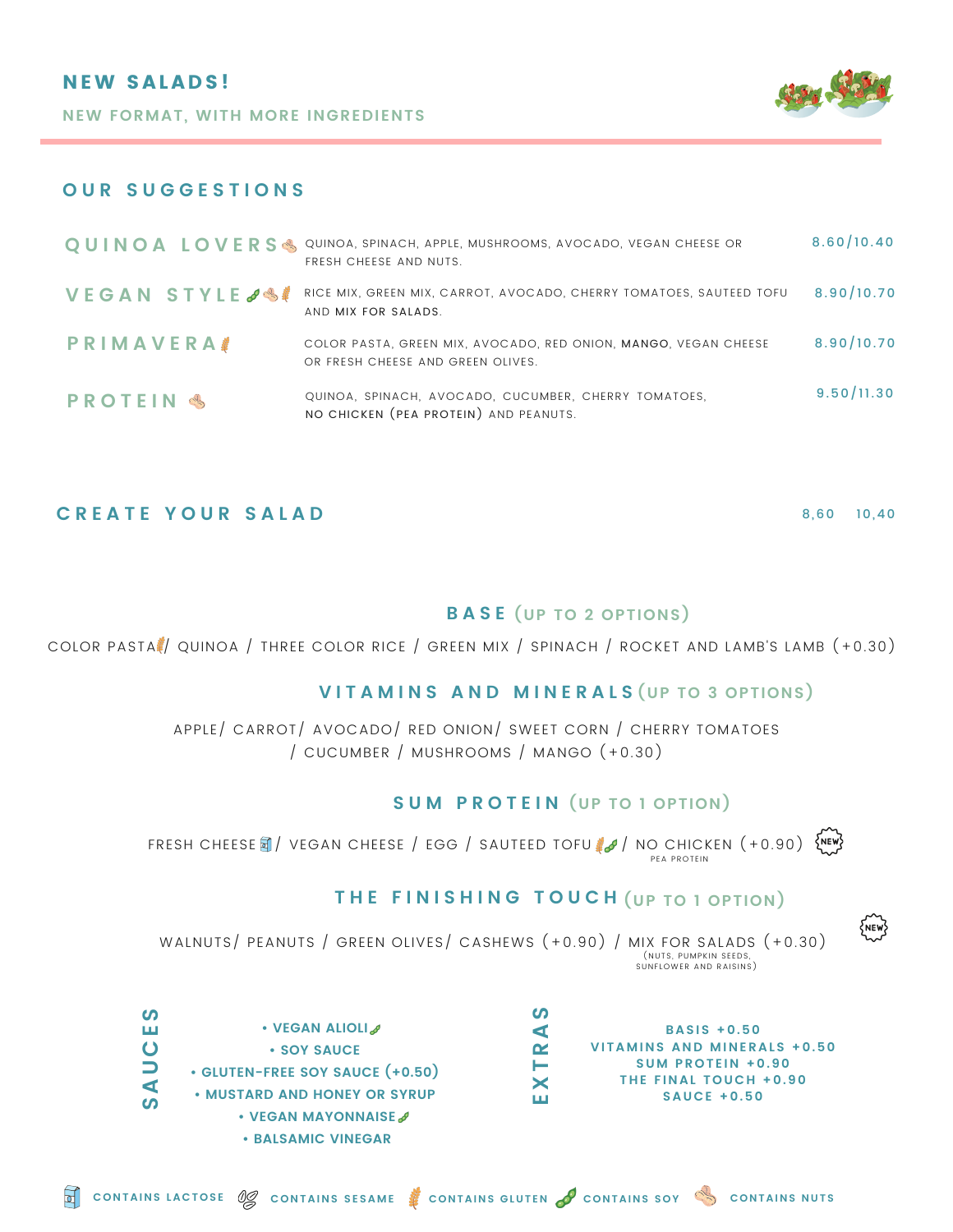# NEW SALADS!

**NEW FORMAT, WITH MORE INGREDIENTS**

## OUR SUGGESTIONS

| | | |
|---|---|---|
| **QUINOA LOVERS** | QUINOA, SPINACH, APPLE, MUSHROOMS, AVOCADO, VEGAN CHEESE OR FRESH CHEESE AND NUTS. | 8.60/10.40 |
| **VEGAN STYLE** | RICE MIX, GREEN MIX, CARROT, AVOCADO, CHERRY TOMATOES, SAUTEED TOFU AND MIX FOR SALADS. | 8.90/10.70 |
| **PRIMAVERA** | COLOR PASTA, GREEN MIX, AVOCADO, RED ONION, MANGO, VEGAN CHEESE OR FRESH CHEESE AND GREEN OLIVES. | 8.90/10.70 |
| **PROTEIN** | QUINOA, SPINACH, AVOCADO, CUCUMBER, CHERRY TOMATOES, NO CHICKEN (PEA PROTEIN) AND PEANUTS. | 9.50/11.30 |

## CREATE YOUR SALAD

8,60 10,40

### BASE (UP TO 2 OPTIONS)

COLOR PASTA / QUINOA / THREE COLOR RICE / GREEN MIX / SPINACH / ROCKET AND LAMB'S LAMB (+0.30)

### VITAMINS AND MINERALS (UP TO 3 OPTIONS)

APPLE / CARROT / AVOCADO / RED ONION / SWEET CORN / CHERRY TOMATOES / CUCUMBER / MUSHROOMS / MANGO (+0.30)

### SUM PROTEIN (UP TO 1 OPTION)

FRESH CHEESE / VEGAN CHEESE / EGG / SAUTEED TOFU / NO CHICKEN (+0.90) NEW
PEA PROTEIN

### THE FINISHING TOUCH (UP TO 1 OPTION)

WALNUTS / PEANUTS / GREEN OLIVES / CASHEWS (+0.90) / MIX FOR SALADS (+0.30) NEW
(NUTS, PUMPKIN SEEDS, SUNFLOWER AND RAISINS)

### SAUCES

- VEGAN ALIOLI
- SOY SAUCE
- GLUTEN-FREE SOY SAUCE (+0.50)
- MUSTARD AND HONEY OR SYRUP
- VEGAN MAYONNAISE
- BALSAMIC VINEGAR

### EXTRAS

BASIS +0.50
VITAMINS AND MINERALS +0.50
SUM PROTEIN +0.90
THE FINAL TOUCH +0.90
SAUCE +0.50

CONTAINS LACTOSE | CONTAINS SESAME | CONTAINS GLUTEN | CONTAINS SOY | CONTAINS NUTS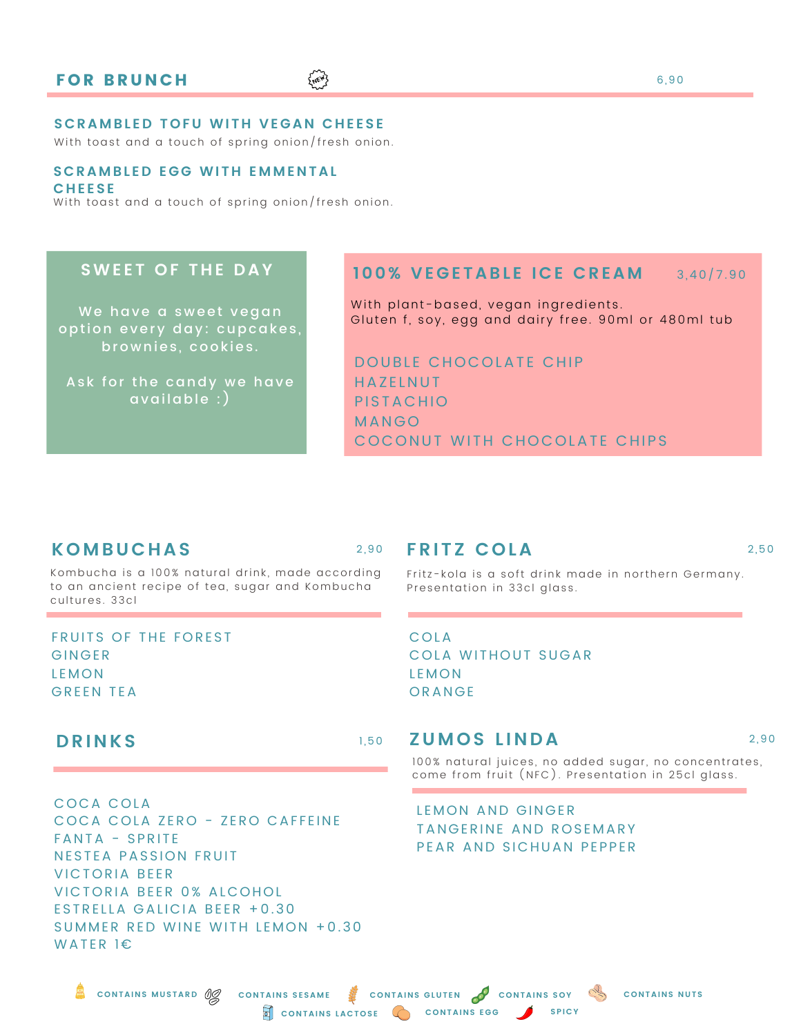## FOR BRUNCH

6,90

### SCRAMBLED TOFU WITH VEGAN CHEESE

With toast and a touch of spring onion/fresh onion.

### SCRAMBLED EGG WITH EMMENTAL CHEESE

With toast and a touch of spring onion/fresh onion.

## SWEET OF THE DAY

We have a sweet vegan option every day: cupcakes, brownies, cookies.

Ask for the candy we have available :)

## 100% VEGETABLE ICE CREAM

3,40/7.90

With plant-based, vegan ingredients.
Gluten f, soy, egg and dairy free. 90ml or 480ml tub

- DOUBLE CHOCOLATE CHIP
- HAZELNUT
- PISTACHIO
- MANGO
- COCONUT WITH CHOCOLATE CHIPS

## KOMBUCHAS

2,90

Kombucha is a 100% natural drink, made according to an ancient recipe of tea, sugar and Kombucha cultures. 33cl

- FRUITS OF THE FOREST
- GINGER
- LEMON
- GREEN TEA

## FRITZ COLA

2,50

Fritz-kola is a soft drink made in northern Germany. Presentation in 33cl glass.

- COLA
- COLA WITHOUT SUGAR
- LEMON
- ORANGE

## DRINKS

1,50

- COCA COLA
- COCA COLA ZERO - ZERO CAFFEINE
- FANTA - SPRITE
- NESTEA PASSION FRUIT
- VICTORIA BEER
- VICTORIA BEER 0% ALCOHOL
- ESTRELLA GALICIA BEER +0.30
- SUMMER RED WINE WITH LEMON +0.30
- WATER 1€

## ZUMOS LINDA

2,90

100% natural juices, no added sugar, no concentrates, come from fruit (NFC). Presentation in 25cl glass.

- LEMON AND GINGER
- TANGERINE AND ROSEMARY
- PEAR AND SICHUAN PEPPER

CONTAINS MUSTARD · CONTAINS SESAME · CONTAINS GLUTEN · CONTAINS SOY · CONTAINS NUTS · CONTAINS LACTOSE · CONTAINS EGG · SPICY